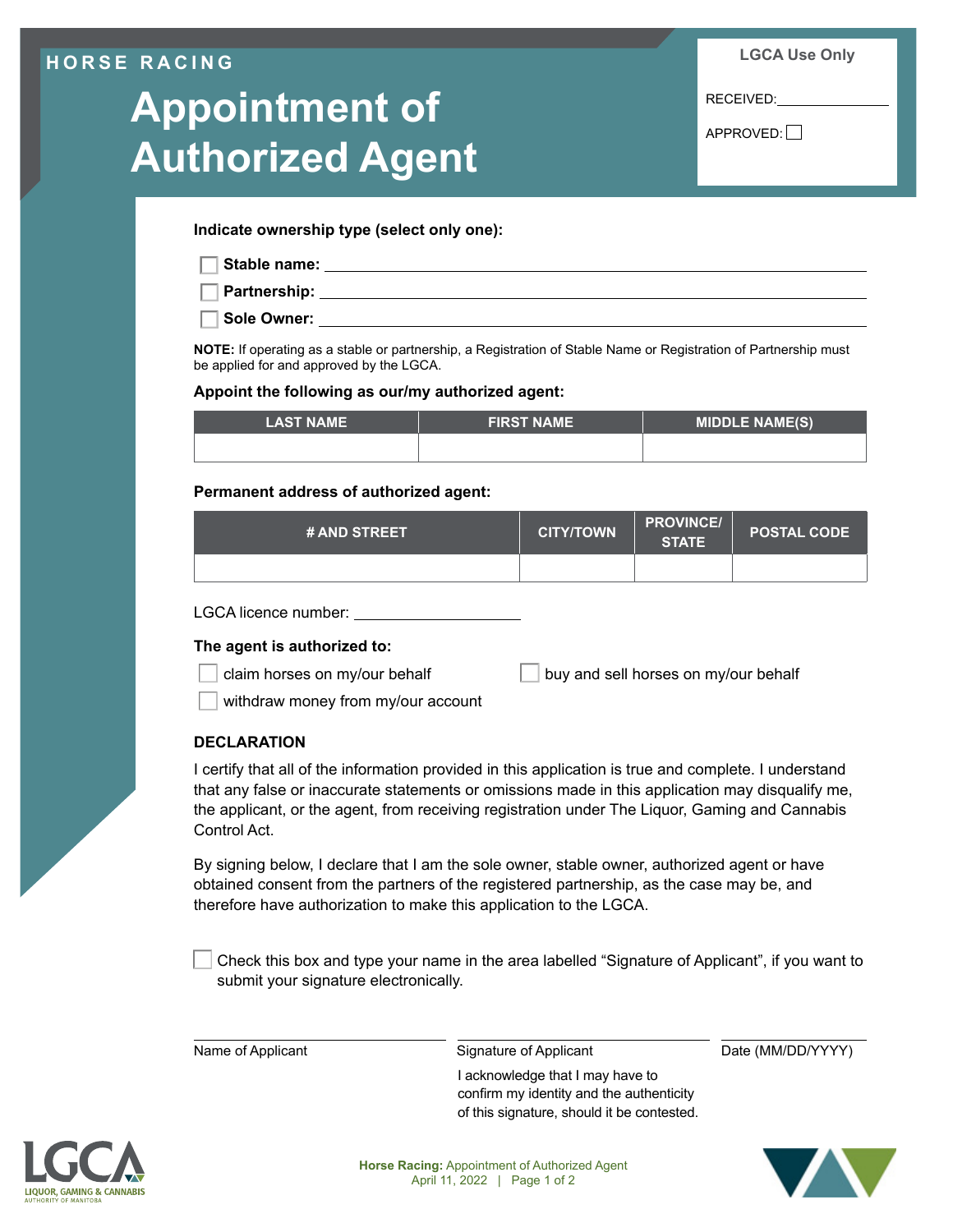HORSE RACING

# Appointment of Authorized Agent

**LGCA Use Only**

RECEIVED: ____________

APPROVED: ☐

**Indicate ownership type (select only one):**

☐ **Stable name:** ______________________________

☐ **Partnership:** ______________________________

☐ **Sole Owner:** ______________________________

**NOTE:** If operating as a stable or partnership, a Registration of Stable Name or Registration of Partnership must be applied for and approved by the LGCA.

**Appoint the following as our/my authorized agent:**

| LAST NAME | FIRST NAME | MIDDLE NAME(S) |
|---|---|---|
| | | |

**Permanent address of authorized agent:**

| # AND STREET | CITY/TOWN | PROVINCE/ STATE | POSTAL CODE |
|---|---|---|---|
| | | | |

LGCA licence number: ____________________

**The agent is authorized to:**

☐ claim horses on my/our behalf

☐ buy and sell horses on my/our behalf

☐ withdraw money from my/our account

## DECLARATION

I certify that all of the information provided in this application is true and complete. I understand that any false or inaccurate statements or omissions made in this application may disqualify me, the applicant, or the agent, from receiving registration under The Liquor, Gaming and Cannabis Control Act.

By signing below, I declare that I am the sole owner, stable owner, authorized agent or have obtained consent from the partners of the registered partnership, as the case may be, and therefore have authorization to make this application to the LGCA.

☐ Check this box and type your name in the area labelled "Signature of Applicant", if you want to submit your signature electronically.

| Name of Applicant | Signature of Applicant | Date (MM/DD/YYYY) |
|---|---|---|
| | I acknowledge that I may have to confirm my identity and the authenticity of this signature, should it be contested. | |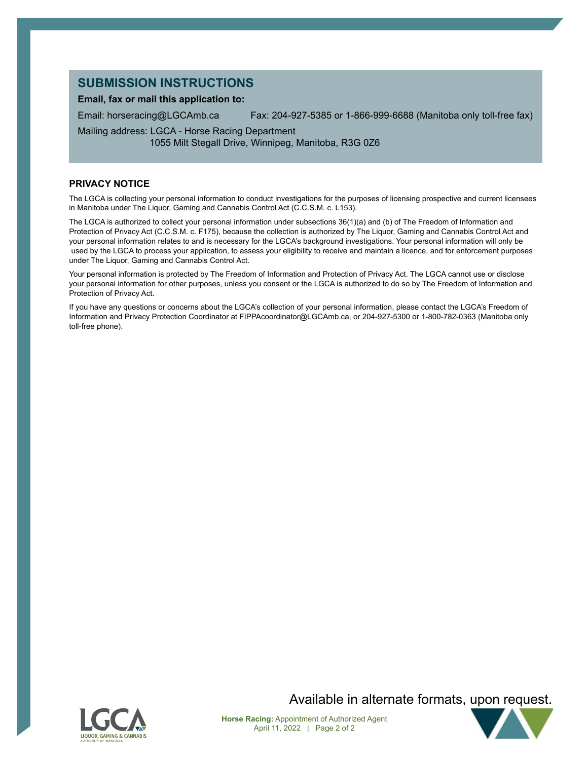## SUBMISSION INSTRUCTIONS

**Email, fax or mail this application to:**

Email: horseracing@LGCAmb.ca Fax: 204-927-5385 or 1-866-999-6688 (Manitoba only toll-free fax)

Mailing address: LGCA - Horse Racing Department
1055 Milt Stegall Drive, Winnipeg, Manitoba, R3G 0Z6

### PRIVACY NOTICE

The LGCA is collecting your personal information to conduct investigations for the purposes of licensing prospective and current licensees in Manitoba under The Liquor, Gaming and Cannabis Control Act (C.C.S.M. c. L153).

The LGCA is authorized to collect your personal information under subsections 36(1)(a) and (b) of The Freedom of Information and Protection of Privacy Act (C.C.S.M. c. F175), because the collection is authorized by The Liquor, Gaming and Cannabis Control Act and your personal information relates to and is necessary for the LGCA's background investigations. Your personal information will only be used by the LGCA to process your application, to assess your eligibility to receive and maintain a licence, and for enforcement purposes under The Liquor, Gaming and Cannabis Control Act.

Your personal information is protected by The Freedom of Information and Protection of Privacy Act. The LGCA cannot use or disclose your personal information for other purposes, unless you consent or the LGCA is authorized to do so by The Freedom of Information and Protection of Privacy Act.

If you have any questions or concerns about the LGCA's collection of your personal information, please contact the LGCA's Freedom of Information and Privacy Protection Coordinator at FIPPAcoordinator@LGCAmb.ca, or 204-927-5300 or 1-800-782-0363 (Manitoba only toll-free phone).

Available in alternate formats, upon request.